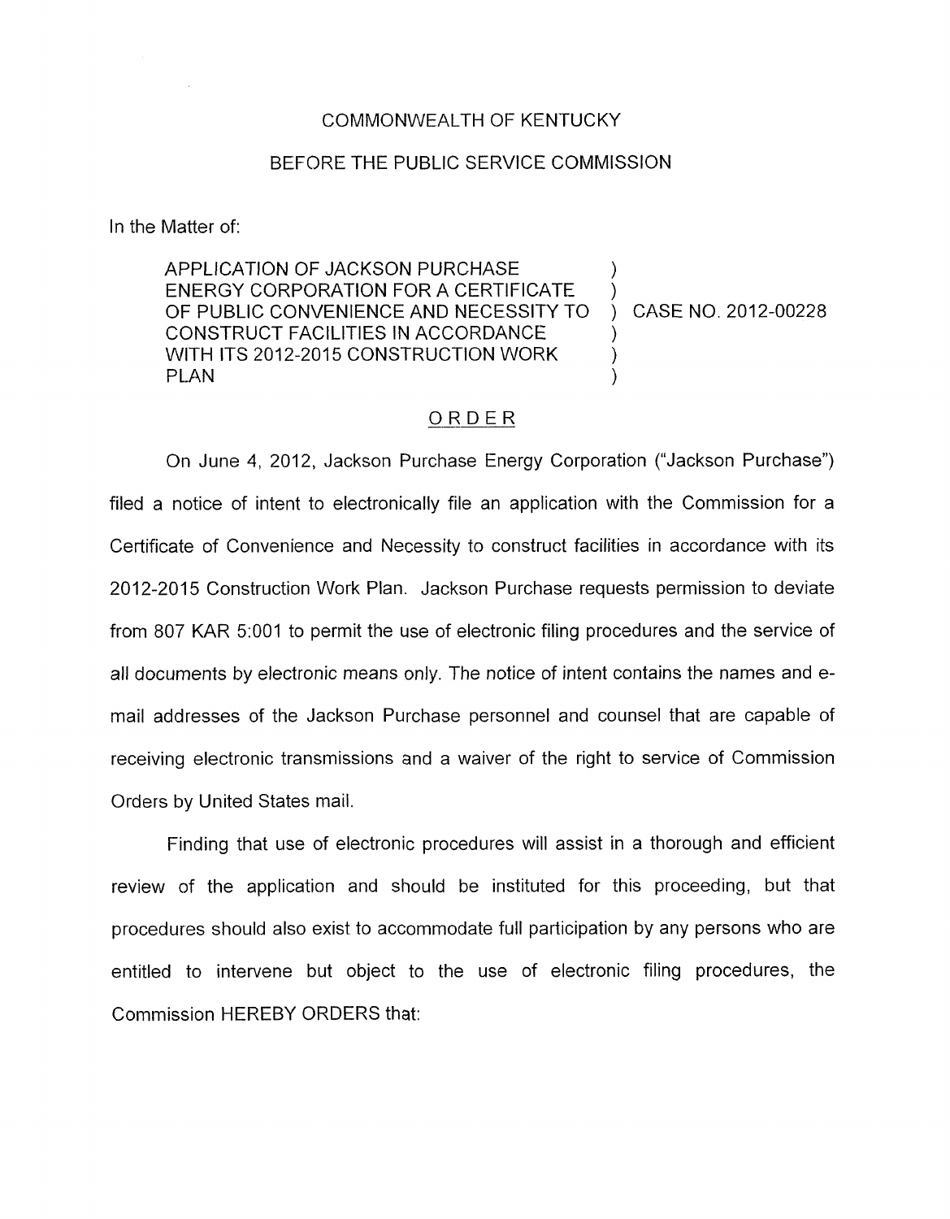COMMONWEALTH OF KENTUCKY

BEFORE THE PUBLIC SERVICE COMMISSION

In the Matter of:

| | | |
|---|---|---|
| APPLICATION OF JACKSON PURCHASE ENERGY CORPORATION FOR A CERTIFICATE OF PUBLIC CONVENIENCE AND NECESSITY TO CONSTRUCT FACILITIES IN ACCORDANCE WITH ITS 2012-2015 CONSTRUCTION WORK PLAN | ) | CASE NO. 2012-00228 |

## ORDER

On June 4, 2012, Jackson Purchase Energy Corporation ("Jackson Purchase") filed a notice of intent to electronically file an application with the Commission for a Certificate of Convenience and Necessity to construct facilities in accordance with its 2012-2015 Construction Work Plan. Jackson Purchase requests permission to deviate from 807 KAR 5:001 to permit the use of electronic filing procedures and the service of all documents by electronic means only. The notice of intent contains the names and e-mail addresses of the Jackson Purchase personnel and counsel that are capable of receiving electronic transmissions and a waiver of the right to service of Commission Orders by United States mail.

Finding that use of electronic procedures will assist in a thorough and efficient review of the application and should be instituted for this proceeding, but that procedures should also exist to accommodate full participation by any persons who are entitled to intervene but object to the use of electronic filing procedures, the Commission HEREBY ORDERS that: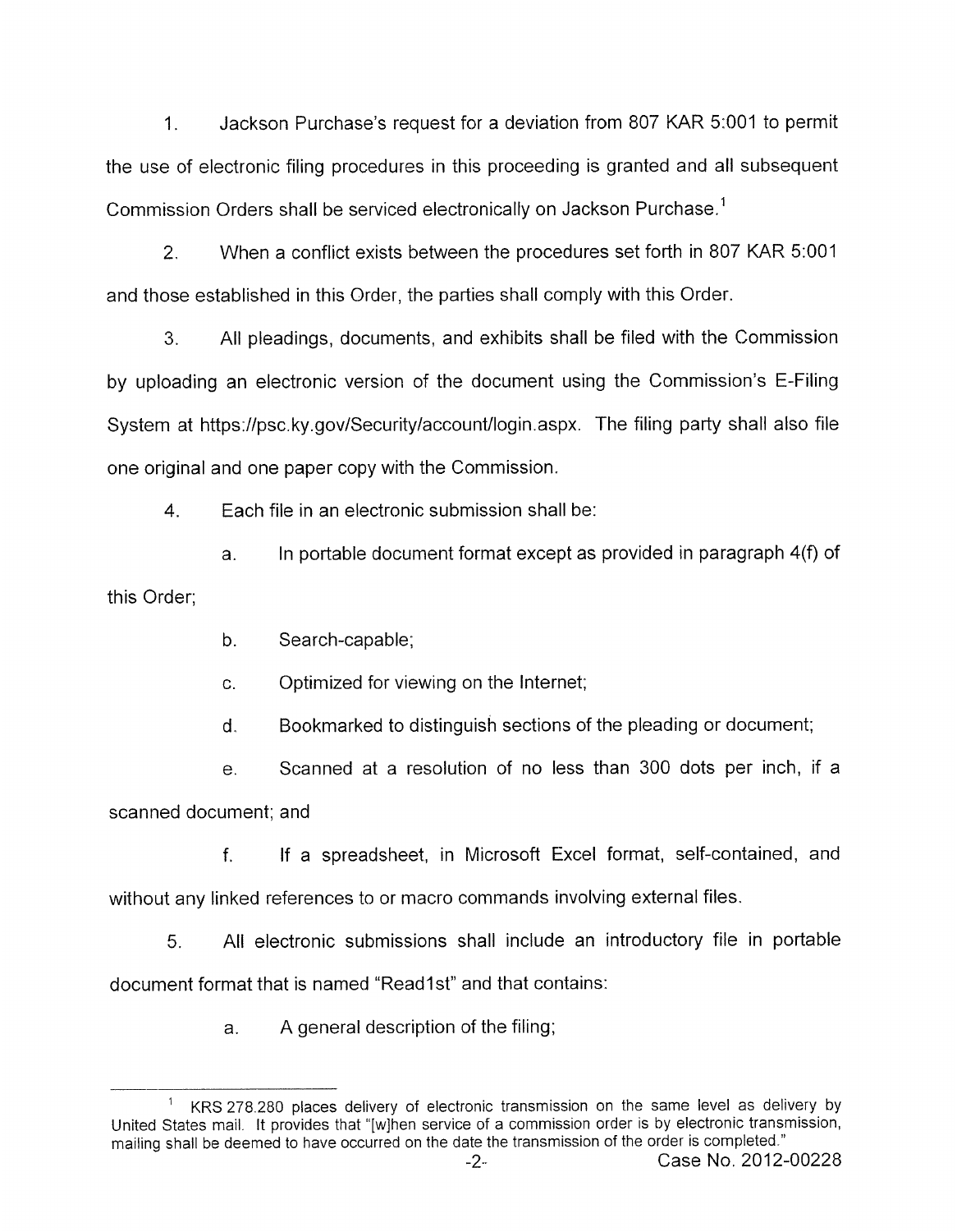1. Jackson Purchase's request for a deviation from 807 KAR 5:001 to permit the use of electronic filing procedures in this proceeding is granted and all subsequent Commission Orders shall be serviced electronically on Jackson Purchase.[1]

2. When a conflict exists between the procedures set forth in 807 KAR 5:001 and those established in this Order, the parties shall comply with this Order.

3. All pleadings, documents, and exhibits shall be filed with the Commission by uploading an electronic version of the document using the Commission's E-Filing System at https://psc.ky.gov/Security/account/login.aspx. The filing party shall also file one original and one paper copy with the Commission.

4. Each file in an electronic submission shall be:

   a. In portable document format except as provided in paragraph 4(f) of this Order;

   b. Search-capable;

   c. Optimized for viewing on the Internet;

   d. Bookmarked to distinguish sections of the pleading or document;

   e. Scanned at a resolution of no less than 300 dots per inch, if a scanned document; and

   f. If a spreadsheet, in Microsoft Excel format, self-contained, and without any linked references to or macro commands involving external files.

5. All electronic submissions shall include an introductory file in portable document format that is named "Read1st" and that contains:

   a. A general description of the filing;

---

[1] KRS 278.280 places delivery of electronic transmission on the same level as delivery by United States mail. It provides that "[w]hen service of a commission order is by electronic transmission, mailing shall be deemed to have occurred on the date the transmission of the order is completed."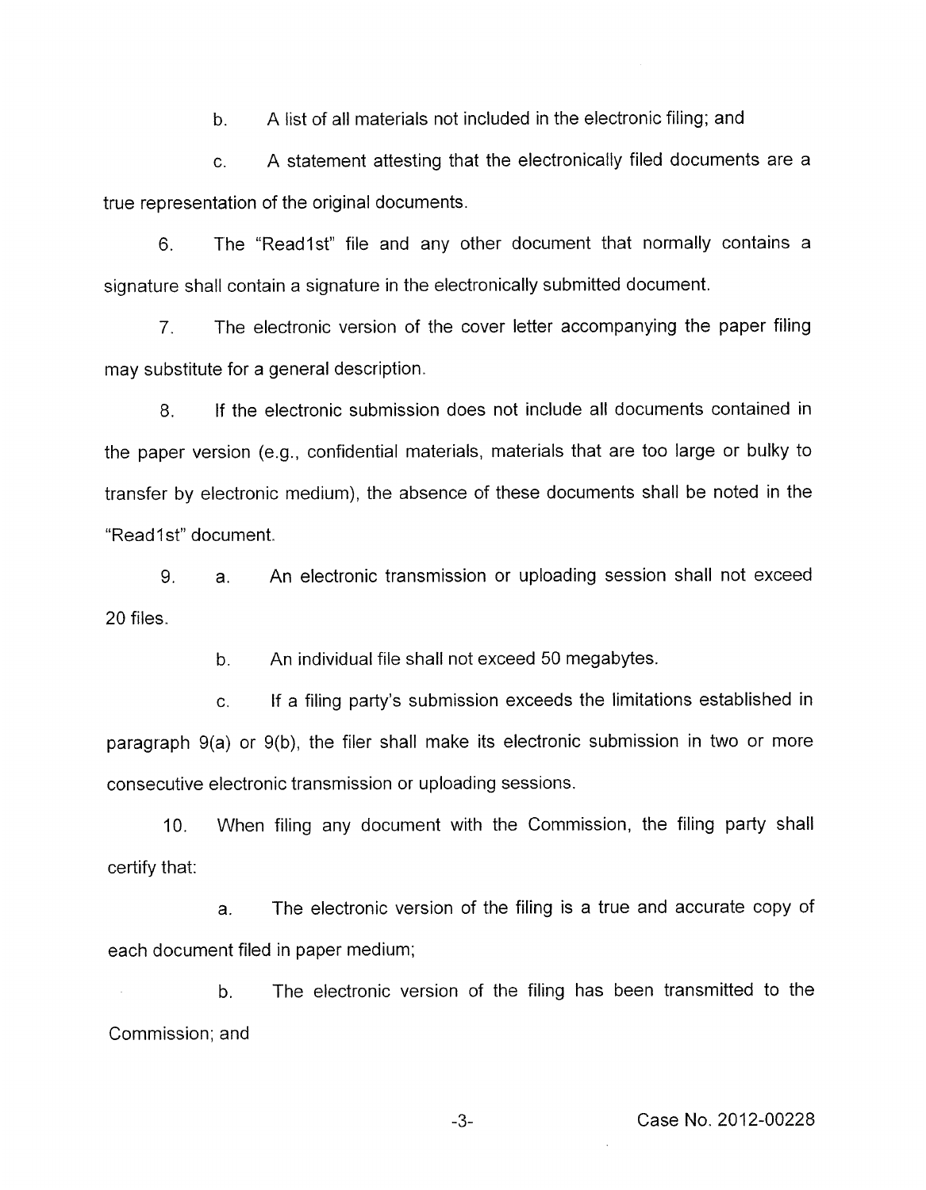b. A list of all materials not included in the electronic filing; and

c. A statement attesting that the electronically filed documents are a true representation of the original documents.

6. The "Read1st" file and any other document that normally contains a signature shall contain a signature in the electronically submitted document.

7. The electronic version of the cover letter accompanying the paper filing may substitute for a general description.

8. If the electronic submission does not include all documents contained in the paper version (e.g., confidential materials, materials that are too large or bulky to transfer by electronic medium), the absence of these documents shall be noted in the "Read1st" document.

9. a. An electronic transmission or uploading session shall not exceed 20 files.

b. An individual file shall not exceed 50 megabytes.

c. If a filing party's submission exceeds the limitations established in paragraph 9(a) or 9(b), the filer shall make its electronic submission in two or more consecutive electronic transmission or uploading sessions.

10. When filing any document with the Commission, the filing party shall certify that:

a. The electronic version of the filing is a true and accurate copy of each document filed in paper medium;

b. The electronic version of the filing has been transmitted to the Commission; and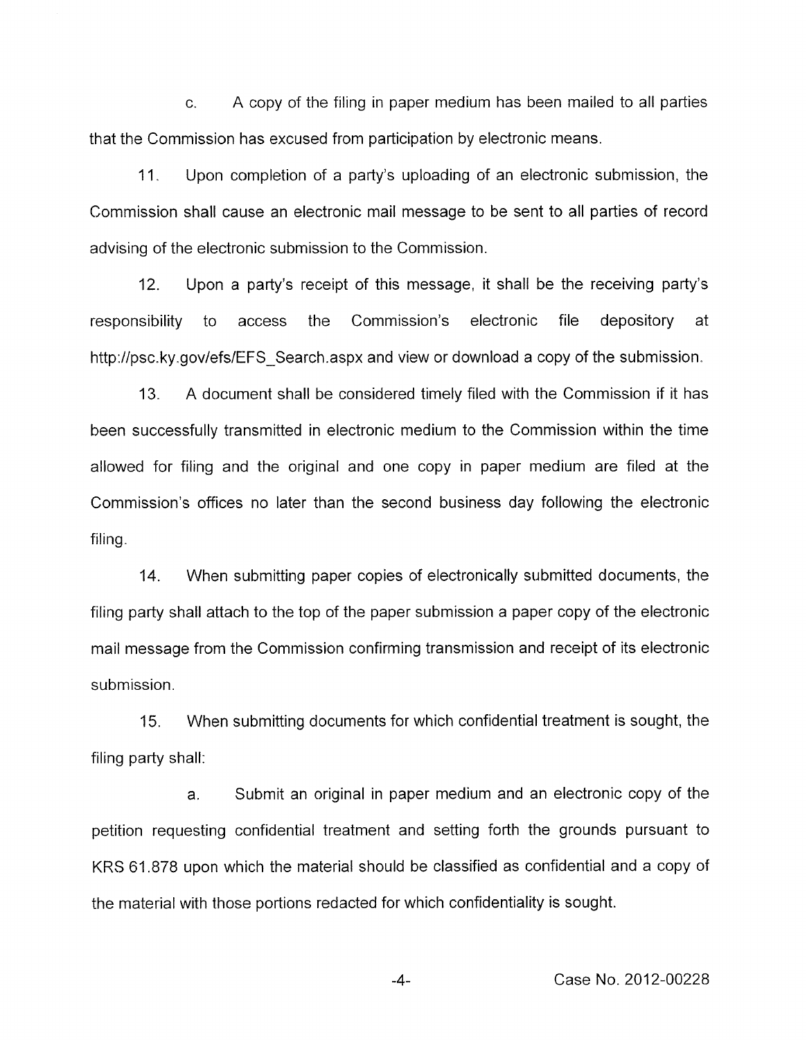c. A copy of the filing in paper medium has been mailed to all parties that the Commission has excused from participation by electronic means.

11. Upon completion of a party's uploading of an electronic submission, the Commission shall cause an electronic mail message to be sent to all parties of record advising of the electronic submission to the Commission.

12. Upon a party's receipt of this message, it shall be the receiving party's responsibility to access the Commission's electronic file depository at http://psc.ky.gov/efs/EFS_Search.aspx and view or download a copy of the submission.

13. A document shall be considered timely filed with the Commission if it has been successfully transmitted in electronic medium to the Commission within the time allowed for filing and the original and one copy in paper medium are filed at the Commission's offices no later than the second business day following the electronic filing.

14. When submitting paper copies of electronically submitted documents, the filing party shall attach to the top of the paper submission a paper copy of the electronic mail message from the Commission confirming transmission and receipt of its electronic submission.

15. When submitting documents for which confidential treatment is sought, the filing party shall:

a. Submit an original in paper medium and an electronic copy of the petition requesting confidential treatment and setting forth the grounds pursuant to KRS 61.878 upon which the material should be classified as confidential and a copy of the material with those portions redacted for which confidentiality is sought.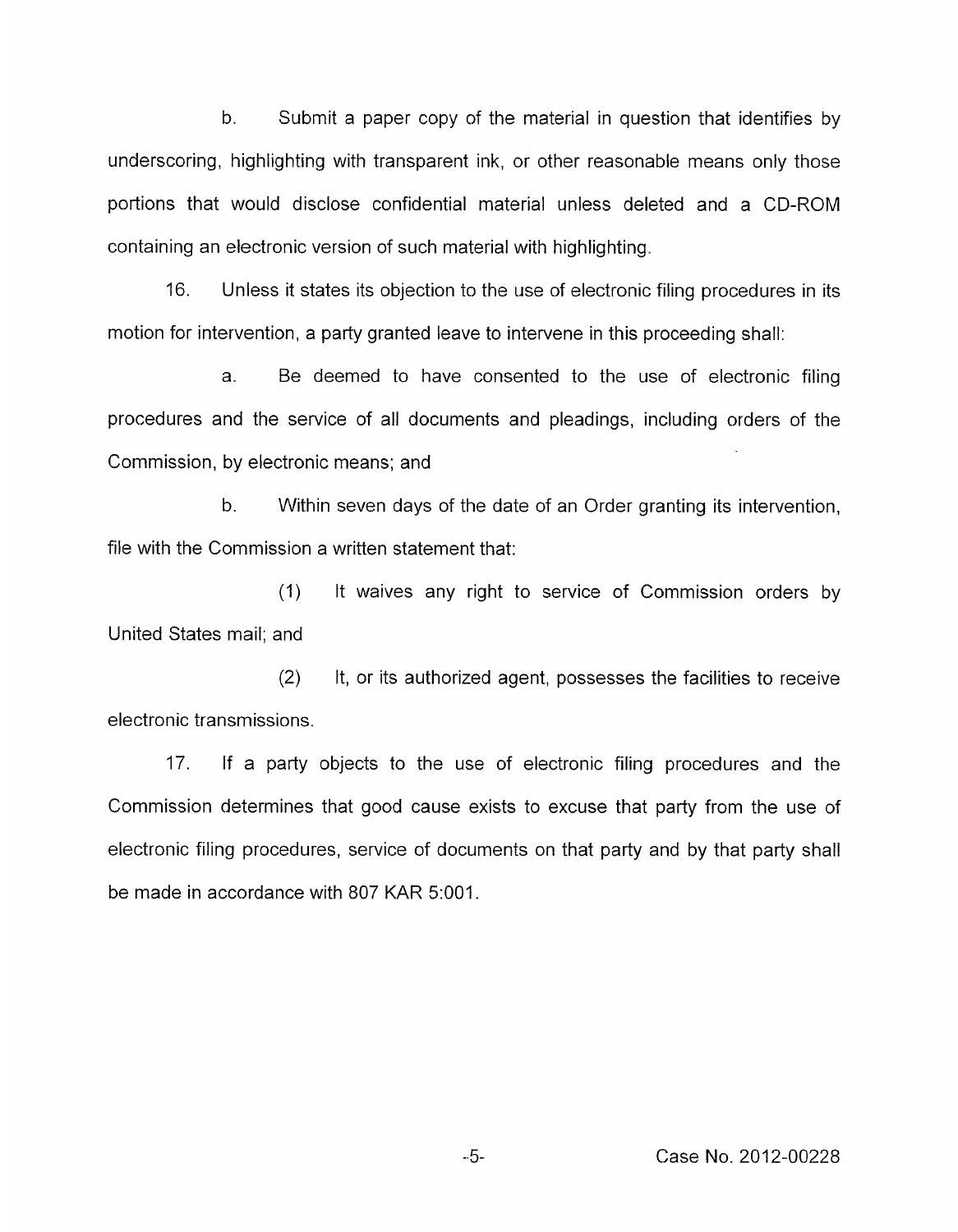b. Submit a paper copy of the material in question that identifies by underscoring, highlighting with transparent ink, or other reasonable means only those portions that would disclose confidential material unless deleted and a CD-ROM containing an electronic version of such material with highlighting.

16. Unless it states its objection to the use of electronic filing procedures in its motion for intervention, a party granted leave to intervene in this proceeding shall:

a. Be deemed to have consented to the use of electronic filing procedures and the service of all documents and pleadings, including orders of the Commission, by electronic means; and

b. Within seven days of the date of an Order granting its intervention, file with the Commission a written statement that:

(1) It waives any right to service of Commission orders by United States mail; and

(2) It, or its authorized agent, possesses the facilities to receive electronic transmissions.

17. If a party objects to the use of electronic filing procedures and the Commission determines that good cause exists to excuse that party from the use of electronic filing procedures, service of documents on that party and by that party shall be made in accordance with 807 KAR 5:001.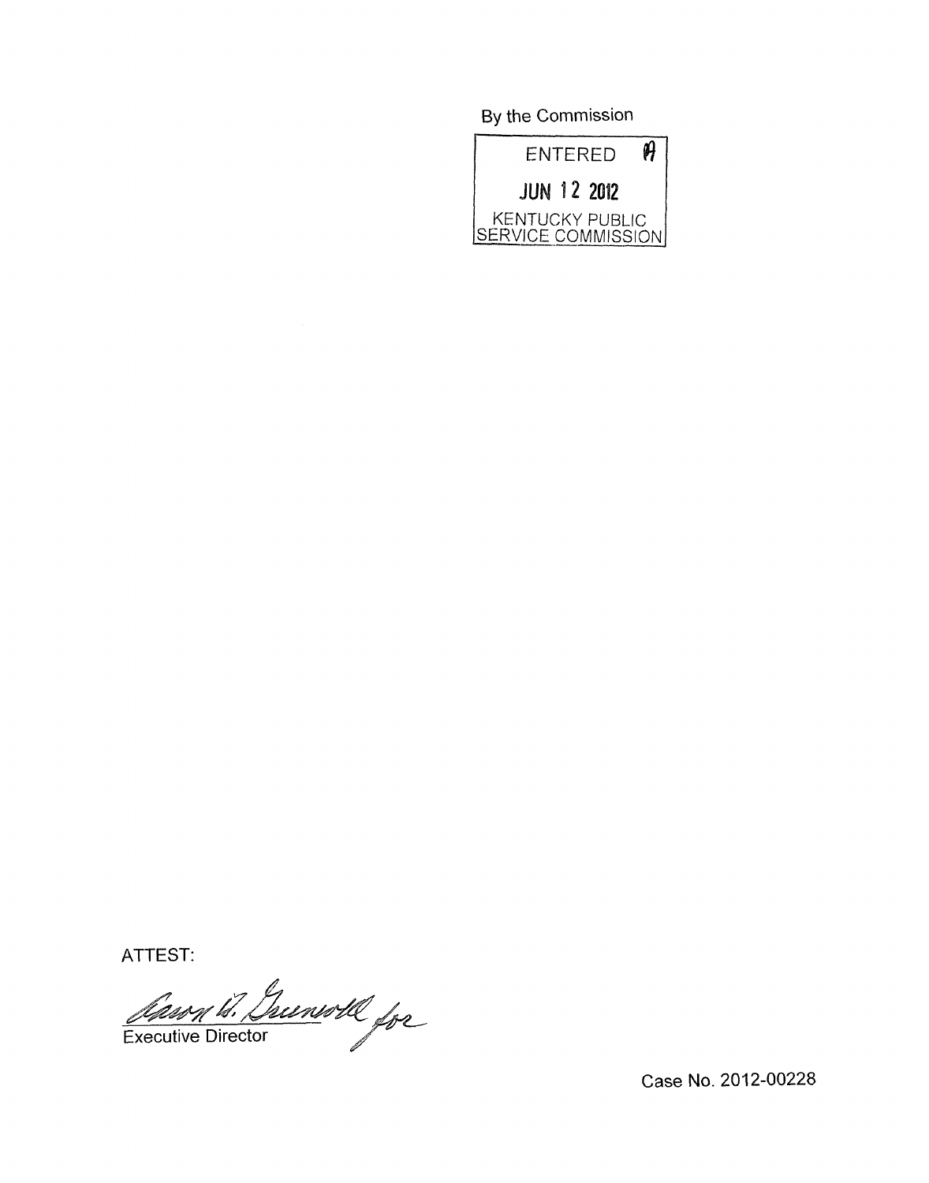By the Commission

ENTERED

JUN 12 2012

KENTUCKY PUBLIC SERVICE COMMISSION

ATTEST:

Executive Director

Case No. 2012-00228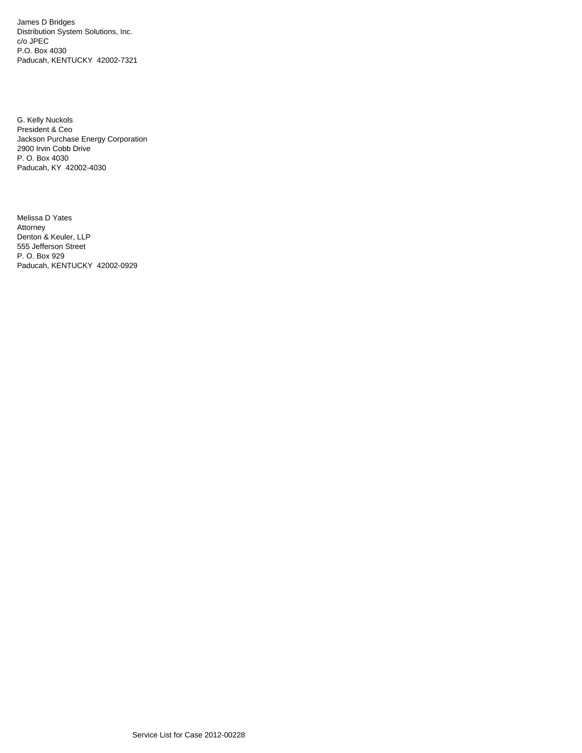James D Bridges
Distribution System Solutions, Inc.
c/o JPEC
P.O. Box 4030
Paducah, KENTUCKY 42002-7321

G. Kelly Nuckols
President & Ceo
Jackson Purchase Energy Corporation
2900 Irvin Cobb Drive
P. O. Box 4030
Paducah, KY 42002-4030

Melissa D Yates
Attorney
Denton & Keuler, LLP
555 Jefferson Street
P. O. Box 929
Paducah, KENTUCKY 42002-0929